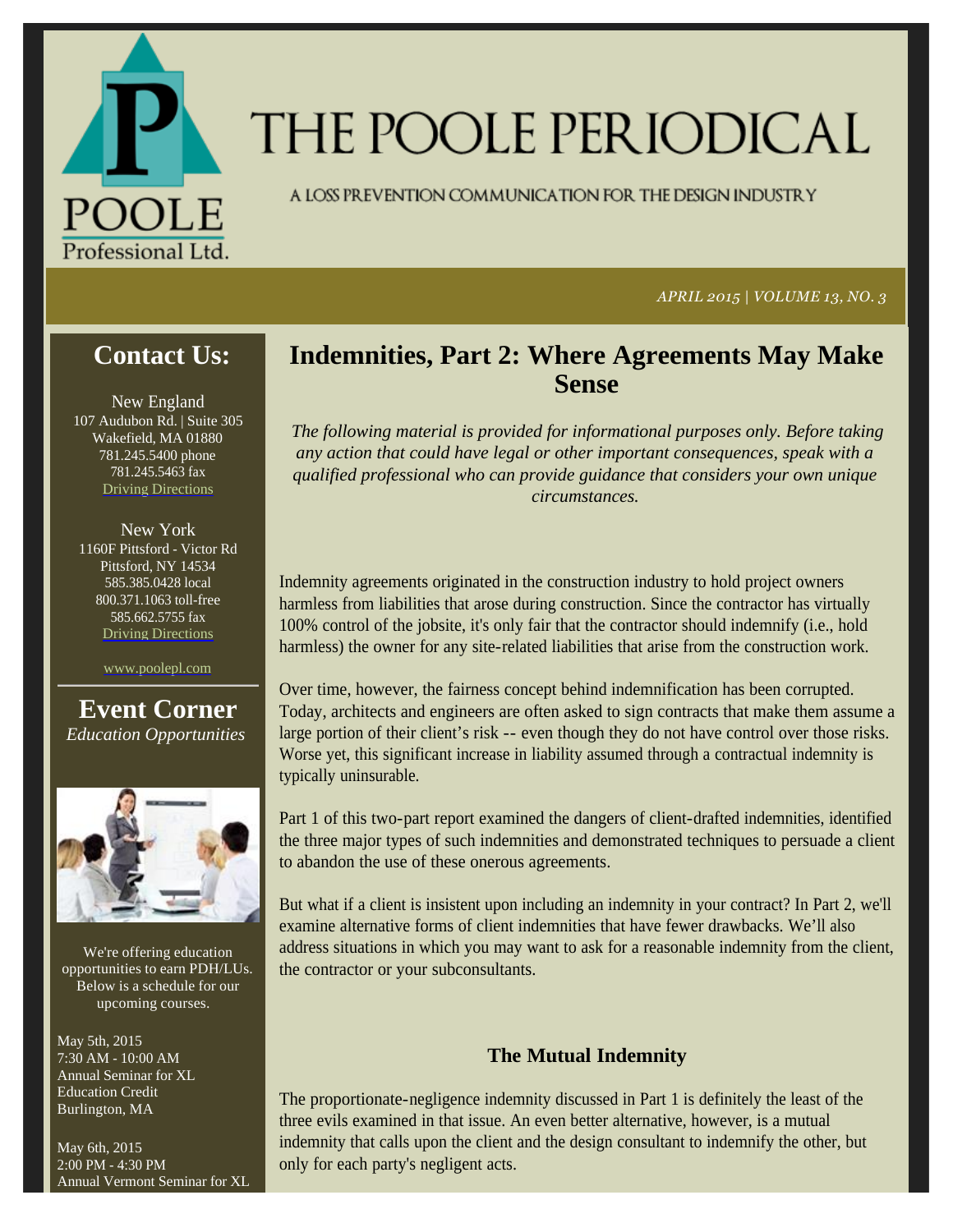# THE POOLE PERIODICAL

A LOSS PREVENTION COMMUNICATION FOR THE DESIGN INDUSTRY

*APRIL 2015 | VOLUME 13, NO. 3*

## Indemnities, Part 2: Where Agreements May Make Sense

*The following material is provided for informational purposes only. Before taking any action that could have legal or other important consequences, speak with a qualified professional who can provide guidance that considers your own unique circumstances.*

Indemnity agreements originated in the construction industry to hold project owners harmless from liabilities that arose during construction. Since the contractor has virtually 100% control of the jobsite, it's only fair that the contractor should indemnify (i.e., hold harmless) the owner for any site-related liabilities that arise from the construction work.

Over time, however, the fairness concept behind indemnification has been corrupted. Today, architects and engineers are often asked to sign contracts that make them assume a large portion of their client's risk -- even though they do not have control over those risks. Worse yet, this significant increase in liability assumed through a contractual indemnity is typically uninsurable.

Part 1 of this two-part report examined the dangers of client-drafted indemnities, identified the three major types of such indemnities and demonstrated techniques to persuade a client to abandon the use of these onerous agreements.

But what if a client is insistent upon including an indemnity in your contract? In Part 2, we'll examine alternative forms of client indemnities that have fewer drawbacks. We'll also address situations in which you may want to ask for a reasonable indemnity from the client, the contractor or your subconsultants.

### The Mutual Indemnity

The proportionate-negligence indemnity discussed in Part 1 is definitely the least of the three evils examined in that issue. An even better alternative, however, is a mutual indemnity that calls upon the client and the design consultant to indemnify the other, but only for each party's negligent acts.

## Contact Us:

New England
107 Audubon Rd. | Suite 305
Wakefield, MA 01880
781.245.5400 phone
781.245.5463 fax
Driving Directions

New York
1160F Pittsford - Victor Rd
Pittsford, NY 14534
585.385.0428 local
800.371.1063 toll-free
585.662.5755 fax
Driving Directions

www.poolepl.com

## Event Corner

*Education Opportunities*

We're offering education opportunities to earn PDH/LUs. Below is a schedule for our upcoming courses.

May 5th, 2015
7:30 AM - 10:00 AM
Annual Seminar for XL Education Credit
Burlington, MA

May 6th, 2015
2:00 PM - 4:30 PM
Annual Vermont Seminar for XL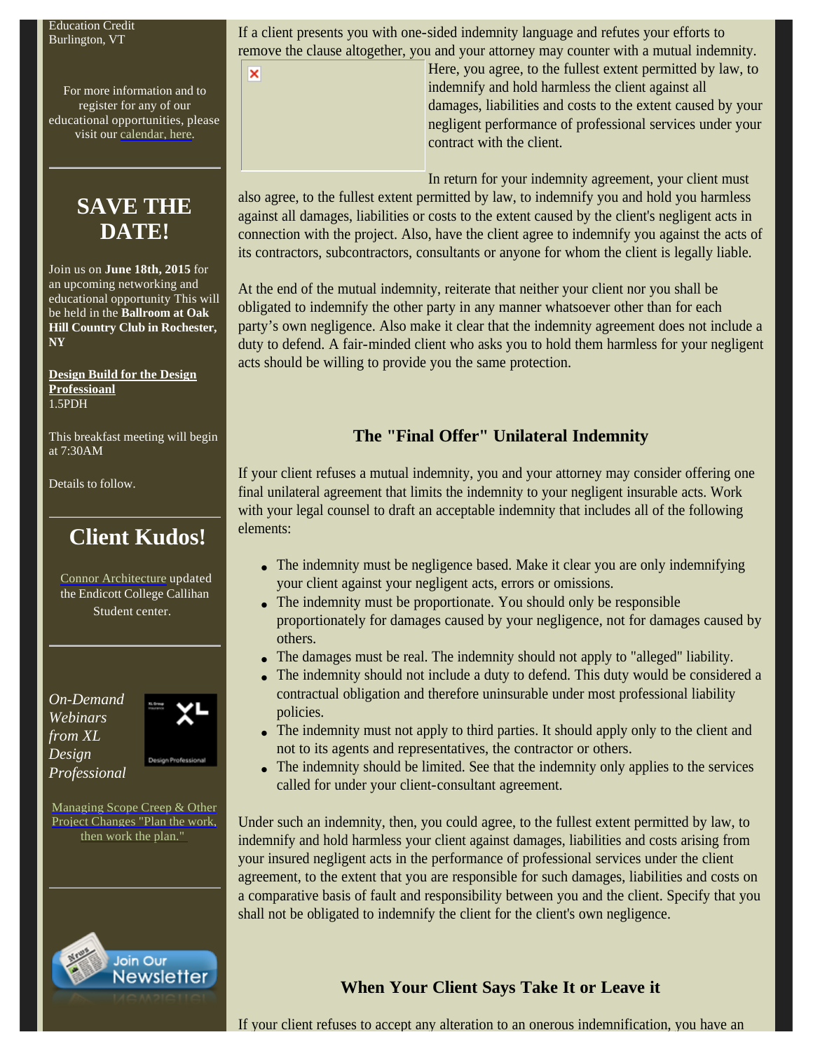Education Credit
Burlington, VT

For more information and to register for any of our educational opportunities, please visit our calendar, here.

## SAVE THE DATE!

Join us on **June 18th, 2015** for an upcoming networking and educational opportunity This will be held in the **Ballroom at Oak Hill Country Club in Rochester, NY**

**Design Build for the Design Professioanl**
1.5PDH

This breakfast meeting will begin at 7:30AM

Details to follow.

## Client Kudos!

Connor Architecture updated the Endicott College Callihan Student center.

*On-Demand Webinars from XL Design Professional*

Managing Scope Creep & Other Project Changes "Plan the work, then work the plan."

Join Our Newsletter

If a client presents you with one-sided indemnity language and refutes your efforts to remove the clause altogether, you and your attorney may counter with a mutual indemnity. Here, you agree, to the fullest extent permitted by law, to indemnify and hold harmless the client against all damages, liabilities and costs to the extent caused by your negligent performance of professional services under your contract with the client.

In return for your indemnity agreement, your client must also agree, to the fullest extent permitted by law, to indemnify you and hold you harmless against all damages, liabilities or costs to the extent caused by the client's negligent acts in connection with the project. Also, have the client agree to indemnify you against the acts of its contractors, subcontractors, consultants or anyone for whom the client is legally liable.

At the end of the mutual indemnity, reiterate that neither your client nor you shall be obligated to indemnify the other party in any manner whatsoever other than for each party's own negligence. Also make it clear that the indemnity agreement does not include a duty to defend. A fair-minded client who asks you to hold them harmless for your negligent acts should be willing to provide you the same protection.

### The "Final Offer" Unilateral Indemnity

If your client refuses a mutual indemnity, you and your attorney may consider offering one final unilateral agreement that limits the indemnity to your negligent insurable acts. Work with your legal counsel to draft an acceptable indemnity that includes all of the following elements:

- The indemnity must be negligence based. Make it clear you are only indemnifying your client against your negligent acts, errors or omissions.
- The indemnity must be proportionate. You should only be responsible proportionately for damages caused by your negligence, not for damages caused by others.
- The damages must be real. The indemnity should not apply to "alleged" liability.
- The indemnity should not include a duty to defend. This duty would be considered a contractual obligation and therefore uninsurable under most professional liability policies.
- The indemnity must not apply to third parties. It should apply only to the client and not to its agents and representatives, the contractor or others.
- The indemnity should be limited. See that the indemnity only applies to the services called for under your client-consultant agreement.

Under such an indemnity, then, you could agree, to the fullest extent permitted by law, to indemnify and hold harmless your client against damages, liabilities and costs arising from your insured negligent acts in the performance of professional services under the client agreement, to the extent that you are responsible for such damages, liabilities and costs on a comparative basis of fault and responsibility between you and the client. Specify that you shall not be obligated to indemnify the client for the client's own negligence.

### When Your Client Says Take It or Leave it

If your client refuses to accept any alteration to an onerous indemnification, you have an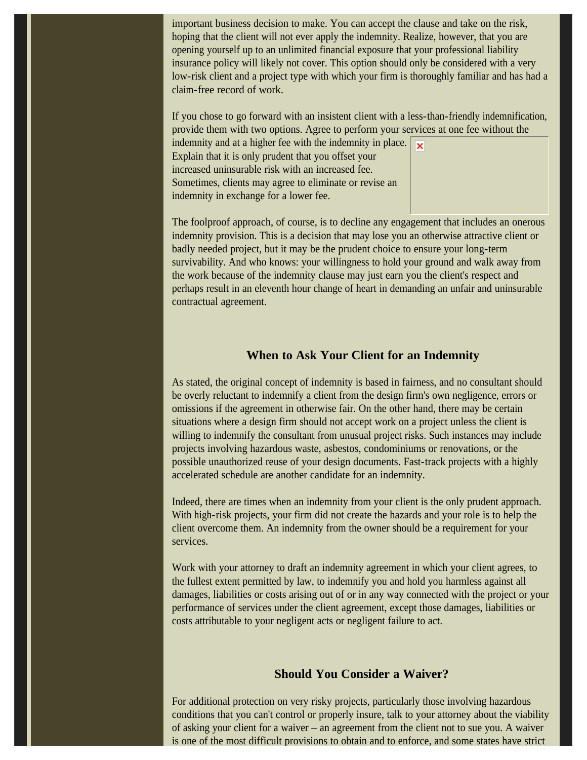important business decision to make. You can accept the clause and take on the risk, hoping that the client will not ever apply the indemnity. Realize, however, that you are opening yourself up to an unlimited financial exposure that your professional liability insurance policy will likely not cover. This option should only be considered with a very low-risk client and a project type with which your firm is thoroughly familiar and has had a claim-free record of work.

If you chose to go forward with an insistent client with a less-than-friendly indemnification, provide them with two options. Agree to perform your services at one fee without the indemnity and at a higher fee with the indemnity in place. Explain that it is only prudent that you offset your increased uninsurable risk with an increased fee. Sometimes, clients may agree to eliminate or revise an indemnity in exchange for a lower fee.

The foolproof approach, of course, is to decline any engagement that includes an onerous indemnity provision. This is a decision that may lose you an otherwise attractive client or badly needed project, but it may be the prudent choice to ensure your long-term survivability. And who knows: your willingness to hold your ground and walk away from the work because of the indemnity clause may just earn you the client's respect and perhaps result in an eleventh hour change of heart in demanding an unfair and uninsurable contractual agreement.

### When to Ask Your Client for an Indemnity

As stated, the original concept of indemnity is based in fairness, and no consultant should be overly reluctant to indemnify a client from the design firm's own negligence, errors or omissions if the agreement in otherwise fair. On the other hand, there may be certain situations where a design firm should not accept work on a project unless the client is willing to indemnify the consultant from unusual project risks. Such instances may include projects involving hazardous waste, asbestos, condominiums or renovations, or the possible unauthorized reuse of your design documents. Fast-track projects with a highly accelerated schedule are another candidate for an indemnity.

Indeed, there are times when an indemnity from your client is the only prudent approach. With high-risk projects, your firm did not create the hazards and your role is to help the client overcome them. An indemnity from the owner should be a requirement for your services.

Work with your attorney to draft an indemnity agreement in which your client agrees, to the fullest extent permitted by law, to indemnify you and hold you harmless against all damages, liabilities or costs arising out of or in any way connected with the project or your performance of services under the client agreement, except those damages, liabilities or costs attributable to your negligent acts or negligent failure to act.

### Should You Consider a Waiver?

For additional protection on very risky projects, particularly those involving hazardous conditions that you can't control or properly insure, talk to your attorney about the viability of asking your client for a waiver – an agreement from the client not to sue you. A waiver is one of the most difficult provisions to obtain and to enforce, and some states have strict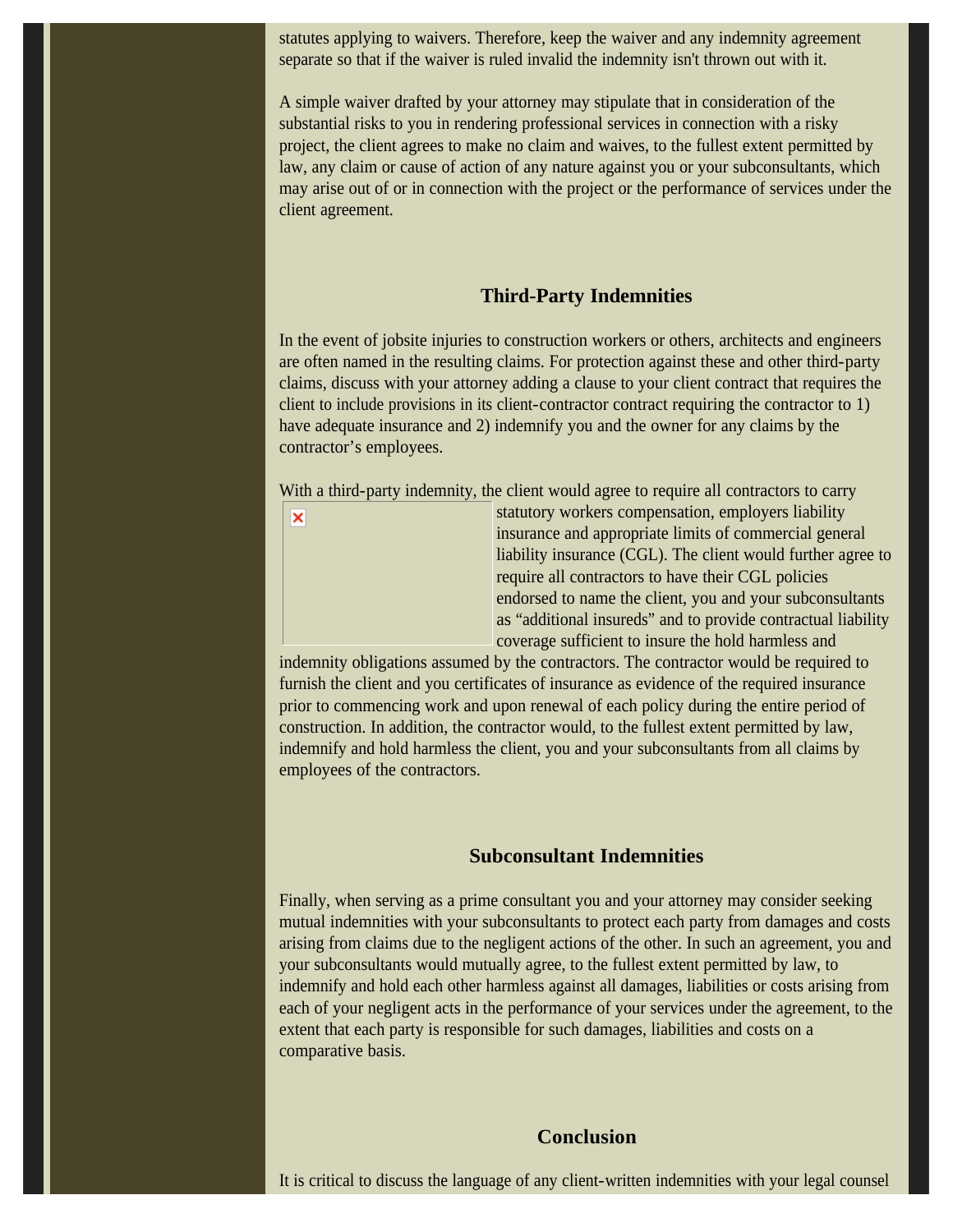statutes applying to waivers. Therefore, keep the waiver and any indemnity agreement separate so that if the waiver is ruled invalid the indemnity isn't thrown out with it.

A simple waiver drafted by your attorney may stipulate that in consideration of the substantial risks to you in rendering professional services in connection with a risky project, the client agrees to make no claim and waives, to the fullest extent permitted by law, any claim or cause of action of any nature against you or your subconsultants, which may arise out of or in connection with the project or the performance of services under the client agreement.

### Third-Party Indemnities

In the event of jobsite injuries to construction workers or others, architects and engineers are often named in the resulting claims. For protection against these and other third-party claims, discuss with your attorney adding a clause to your client contract that requires the client to include provisions in its client-contractor contract requiring the contractor to 1) have adequate insurance and 2) indemnify you and the owner for any claims by the contractor's employees.

With a third-party indemnity, the client would agree to require all contractors to carry statutory workers compensation, employers liability insurance and appropriate limits of commercial general liability insurance (CGL). The client would further agree to require all contractors to have their CGL policies endorsed to name the client, you and your subconsultants as "additional insureds" and to provide contractual liability coverage sufficient to insure the hold harmless and indemnity obligations assumed by the contractors. The contractor would be required to furnish the client and you certificates of insurance as evidence of the required insurance prior to commencing work and upon renewal of each policy during the entire period of construction. In addition, the contractor would, to the fullest extent permitted by law, indemnify and hold harmless the client, you and your subconsultants from all claims by employees of the contractors.

### Subconsultant Indemnities

Finally, when serving as a prime consultant you and your attorney may consider seeking mutual indemnities with your subconsultants to protect each party from damages and costs arising from claims due to the negligent actions of the other. In such an agreement, you and your subconsultants would mutually agree, to the fullest extent permitted by law, to indemnify and hold each other harmless against all damages, liabilities or costs arising from each of your negligent acts in the performance of your services under the agreement, to the extent that each party is responsible for such damages, liabilities and costs on a comparative basis.

### Conclusion

It is critical to discuss the language of any client-written indemnities with your legal counsel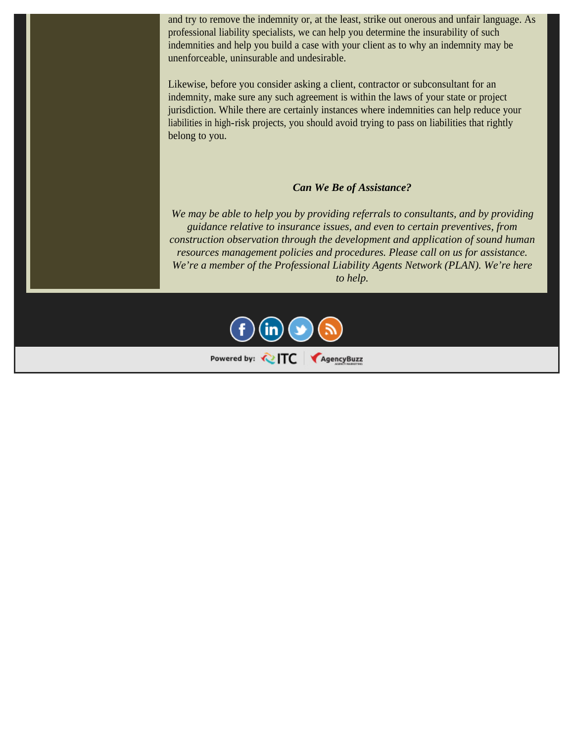and try to remove the indemnity or, at the least, strike out onerous and unfair language. As professional liability specialists, we can help you determine the insurability of such indemnities and help you build a case with your client as to why an indemnity may be unenforceable, uninsurable and undesirable.

Likewise, before you consider asking a client, contractor or subconsultant for an indemnity, make sure any such agreement is within the laws of your state or project jurisdiction. While there are certainly instances where indemnities can help reduce your liabilities in high-risk projects, you should avoid trying to pass on liabilities that rightly belong to you.

***Can We Be of Assistance?***

*We may be able to help you by providing referrals to consultants, and by providing guidance relative to insurance issues, and even to certain preventives, from construction observation through the development and application of sound human resources management policies and procedures. Please call on us for assistance. We're a member of the Professional Liability Agents Network (PLAN). We're here to help.*

Powered by: ITC | AgencyBuzz